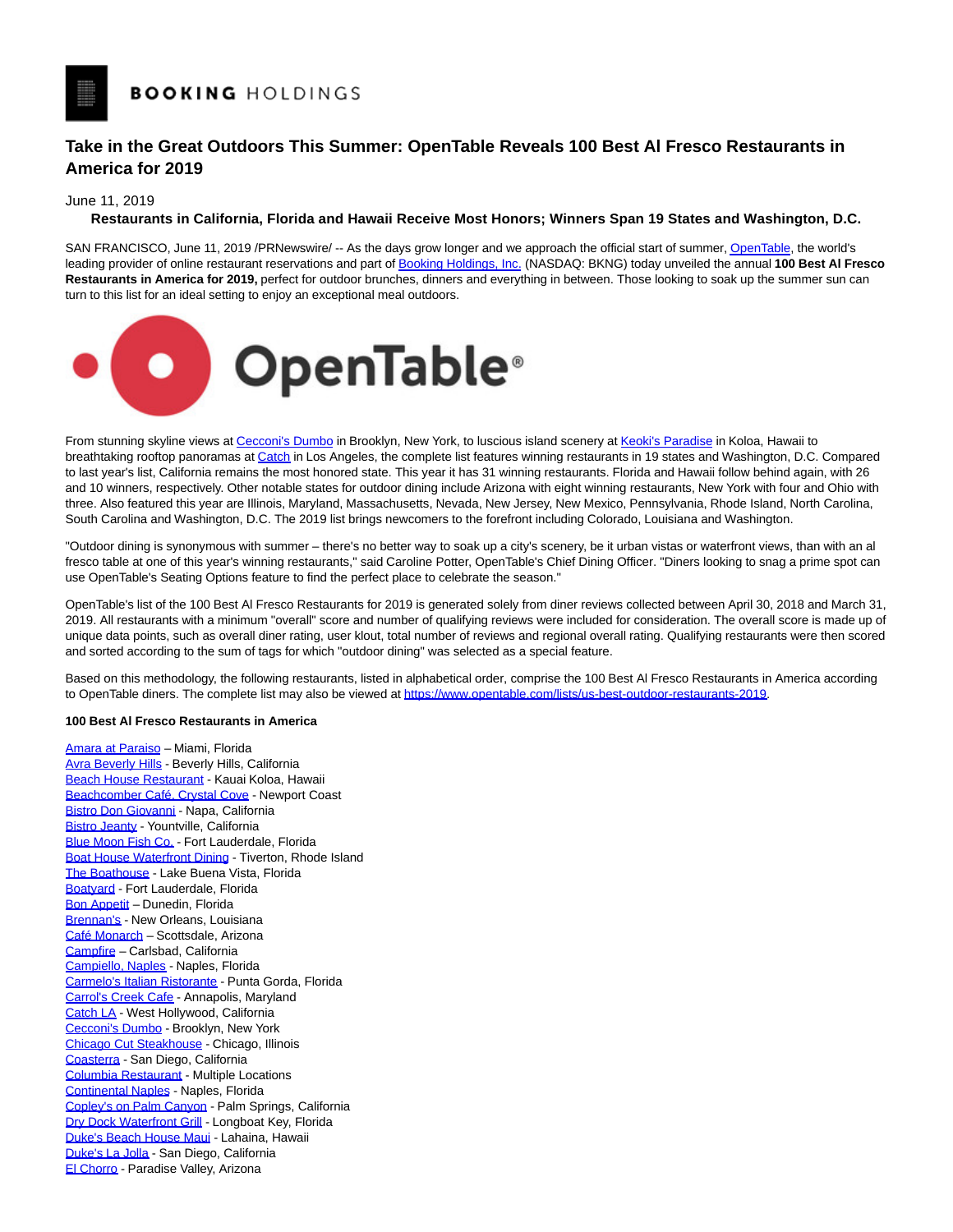BOOKING HOLDINGS

# Take in the Great Outdoors This Summer: OpenTable Reveals 100 Best Al Fresco Restaurants in America for 2019

June 11, 2019

**Restaurants in California, Florida and Hawaii Receive Most Honors; Winners Span 19 States and Washington, D.C.**

SAN FRANCISCO, June 11, 2019 /PRNewswire/ -- As the days grow longer and we approach the official start of summer, OpenTable, the world's leading provider of online restaurant reservations and part of Booking Holdings, Inc. (NASDAQ: BKNG) today unveiled the annual **100 Best Al Fresco Restaurants in America for 2019,** perfect for outdoor brunches, dinners and everything in between. Those looking to soak up the summer sun can turn to this list for an ideal setting to enjoy an exceptional meal outdoors.

From stunning skyline views at Cecconi's Dumbo in Brooklyn, New York, to luscious island scenery at Keoki's Paradise in Koloa, Hawaii to breathtaking rooftop panoramas at Catch in Los Angeles, the complete list features winning restaurants in 19 states and Washington, D.C. Compared to last year's list, California remains the most honored state. This year it has 31 winning restaurants. Florida and Hawaii follow behind again, with 26 and 10 winners, respectively. Other notable states for outdoor dining include Arizona with eight winning restaurants, New York with four and Ohio with three. Also featured this year are Illinois, Maryland, Massachusetts, Nevada, New Jersey, New Mexico, Pennsylvania, Rhode Island, North Carolina, South Carolina and Washington, D.C. The 2019 list brings newcomers to the forefront including Colorado, Louisiana and Washington.

"Outdoor dining is synonymous with summer – there's no better way to soak up a city's scenery, be it urban vistas or waterfront views, than with an al fresco table at one of this year's winning restaurants," said Caroline Potter, OpenTable's Chief Dining Officer. "Diners looking to snag a prime spot can use OpenTable's Seating Options feature to find the perfect place to celebrate the season."

OpenTable's list of the 100 Best Al Fresco Restaurants for 2019 is generated solely from diner reviews collected between April 30, 2018 and March 31, 2019. All restaurants with a minimum "overall" score and number of qualifying reviews were included for consideration. The overall score is made up of unique data points, such as overall diner rating, user klout, total number of reviews and regional overall rating. Qualifying restaurants were then scored and sorted according to the sum of tags for which "outdoor dining" was selected as a special feature.

Based on this methodology, the following restaurants, listed in alphabetical order, comprise the 100 Best Al Fresco Restaurants in America according to OpenTable diners. The complete list may also be viewed at https://www.opentable.com/lists/us-best-outdoor-restaurants-2019.

**100 Best Al Fresco Restaurants in America**

Amara at Paraiso – Miami, Florida
Avra Beverly Hills - Beverly Hills, California
Beach House Restaurant - Kauai Koloa, Hawaii
Beachcomber Café, Crystal Cove - Newport Coast
Bistro Don Giovanni - Napa, California
Bistro Jeanty - Yountville, California
Blue Moon Fish Co. - Fort Lauderdale, Florida
Boat House Waterfront Dining - Tiverton, Rhode Island
The Boathouse - Lake Buena Vista, Florida
Boatyard - Fort Lauderdale, Florida
Bon Appetit – Dunedin, Florida
Brennan's - New Orleans, Louisiana
Café Monarch – Scottsdale, Arizona
Campfire – Carlsbad, California
Campiello, Naples - Naples, Florida
Carmelo's Italian Ristorante - Punta Gorda, Florida
Carrol's Creek Cafe - Annapolis, Maryland
Catch LA - West Hollywood, California
Cecconi's Dumbo - Brooklyn, New York
Chicago Cut Steakhouse - Chicago, Illinois
Coasterra - San Diego, California
Columbia Restaurant - Multiple Locations
Continental Naples - Naples, Florida
Copley's on Palm Canyon - Palm Springs, California
Dry Dock Waterfront Grill - Longboat Key, Florida
Duke's Beach House Maui - Lahaina, Hawaii
Duke's La Jolla - San Diego, California
El Chorro - Paradise Valley, Arizona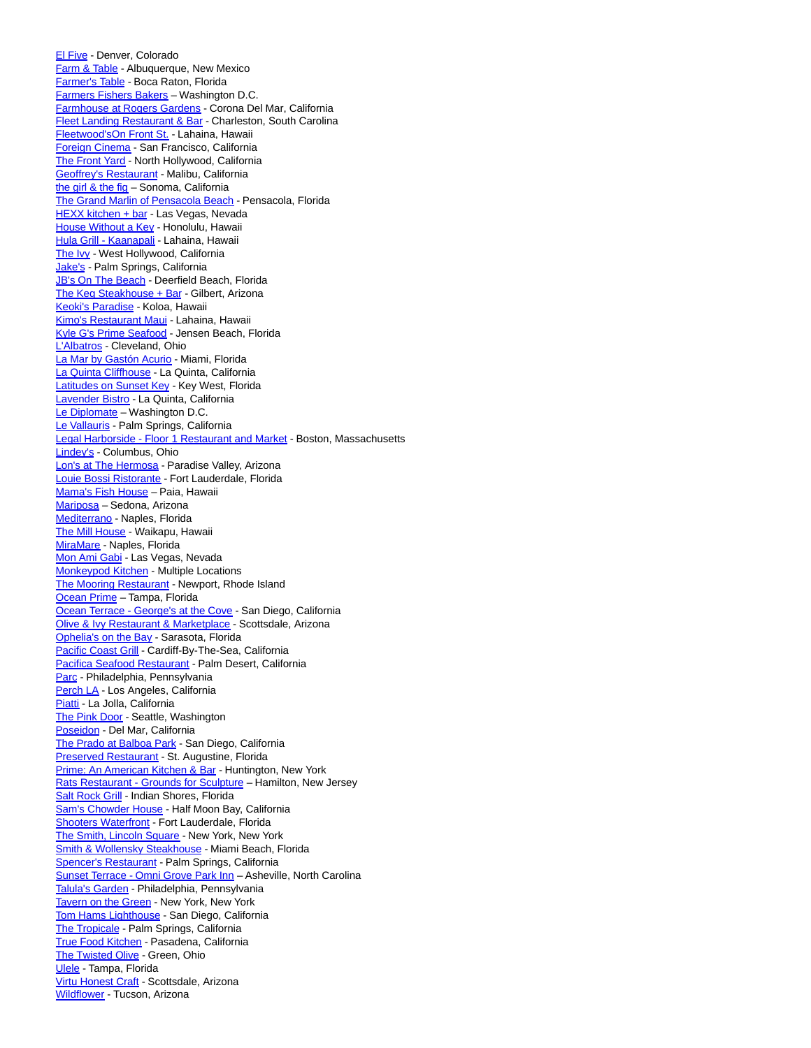El Five - Denver, Colorado
Farm & Table - Albuquerque, New Mexico
Farmer's Table - Boca Raton, Florida
Farmers Fishers Bakers – Washington D.C.
Farmhouse at Rogers Gardens - Corona Del Mar, California
Fleet Landing Restaurant & Bar - Charleston, South Carolina
Fleetwood'sOn Front St. - Lahaina, Hawaii
Foreign Cinema - San Francisco, California
The Front Yard - North Hollywood, California
Geoffrey's Restaurant - Malibu, California
the girl & the fig – Sonoma, California
The Grand Marlin of Pensacola Beach - Pensacola, Florida
HEXX kitchen + bar - Las Vegas, Nevada
House Without a Key - Honolulu, Hawaii
Hula Grill - Kaanapali - Lahaina, Hawaii
The Ivy - West Hollywood, California
Jake's - Palm Springs, California
JB's On The Beach - Deerfield Beach, Florida
The Keg Steakhouse + Bar - Gilbert, Arizona
Keoki's Paradise - Koloa, Hawaii
Kimo's Restaurant Maui - Lahaina, Hawaii
Kyle G's Prime Seafood - Jensen Beach, Florida
L'Albatros - Cleveland, Ohio
La Mar by Gastón Acurio - Miami, Florida
La Quinta Cliffhouse - La Quinta, California
Latitudes on Sunset Key - Key West, Florida
Lavender Bistro - La Quinta, California
Le Diplomate – Washington D.C.
Le Vallauris - Palm Springs, California
Legal Harborside - Floor 1 Restaurant and Market - Boston, Massachusetts
Lindey's - Columbus, Ohio
Lon's at The Hermosa - Paradise Valley, Arizona
Louie Bossi Ristorante - Fort Lauderdale, Florida
Mama's Fish House – Paia, Hawaii
Mariposa – Sedona, Arizona
Mediterrano - Naples, Florida
The Mill House - Waikapu, Hawaii
MiraMare - Naples, Florida
Mon Ami Gabi - Las Vegas, Nevada
Monkeypod Kitchen - Multiple Locations
The Mooring Restaurant - Newport, Rhode Island
Ocean Prime – Tampa, Florida
Ocean Terrace - George's at the Cove - San Diego, California
Olive & Ivy Restaurant & Marketplace - Scottsdale, Arizona
Ophelia's on the Bay - Sarasota, Florida
Pacific Coast Grill - Cardiff-By-The-Sea, California
Pacifica Seafood Restaurant - Palm Desert, California
Parc - Philadelphia, Pennsylvania
Perch LA - Los Angeles, California
Piatti - La Jolla, California
The Pink Door - Seattle, Washington
Poseidon - Del Mar, California
The Prado at Balboa Park - San Diego, California
Preserved Restaurant - St. Augustine, Florida
Prime: An American Kitchen & Bar - Huntington, New York
Rats Restaurant - Grounds for Sculpture – Hamilton, New Jersey
Salt Rock Grill - Indian Shores, Florida
Sam's Chowder House - Half Moon Bay, California
Shooters Waterfront - Fort Lauderdale, Florida
The Smith, Lincoln Square - New York, New York
Smith & Wollensky Steakhouse - Miami Beach, Florida
Spencer's Restaurant - Palm Springs, California
Sunset Terrace - Omni Grove Park Inn – Asheville, North Carolina
Talula's Garden - Philadelphia, Pennsylvania
Tavern on the Green - New York, New York
Tom Hams Lighthouse - San Diego, California
The Tropicale - Palm Springs, California
True Food Kitchen - Pasadena, California
The Twisted Olive - Green, Ohio
Ulele - Tampa, Florida
Virtu Honest Craft - Scottsdale, Arizona
Wildflower - Tucson, Arizona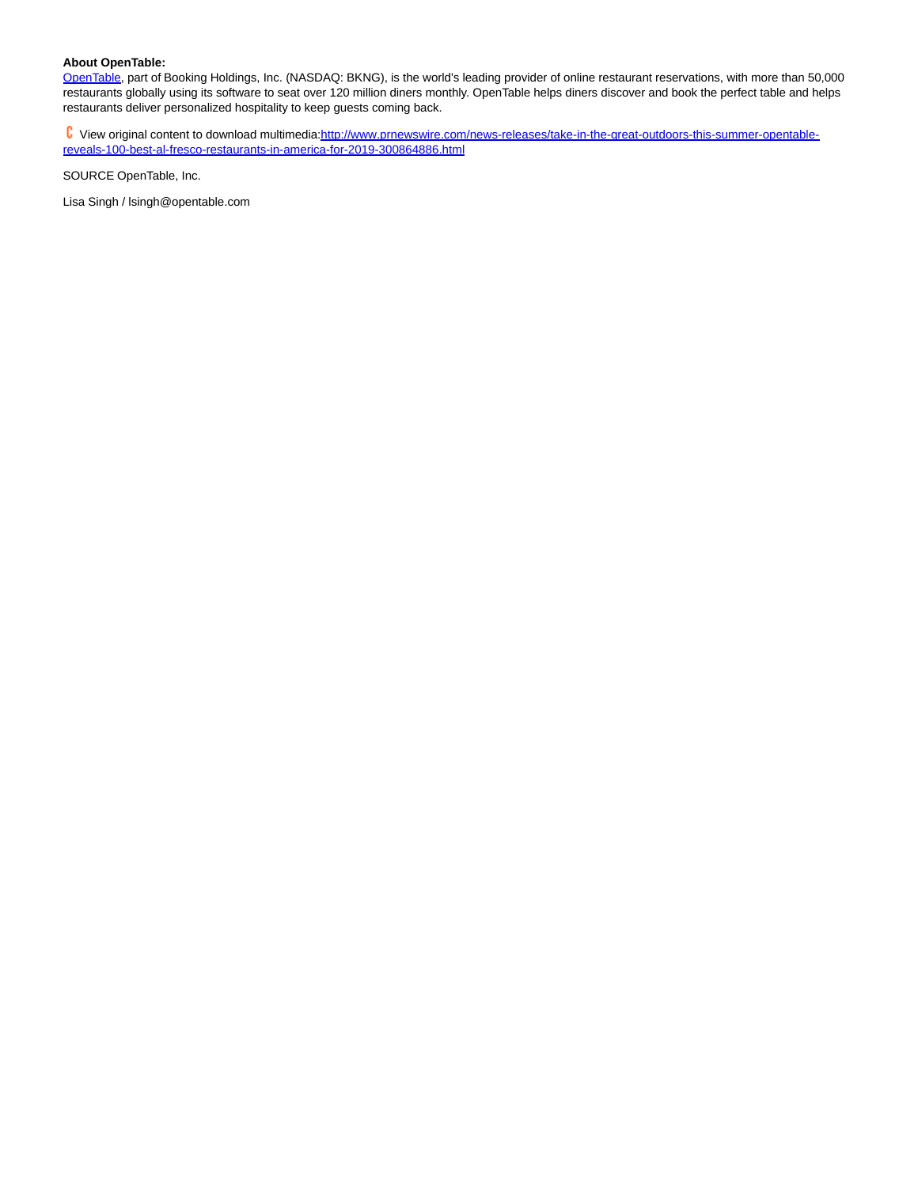**About OpenTable:**
[OpenTable](OpenTable), part of Booking Holdings, Inc. (NASDAQ: BKNG), is the world's leading provider of online restaurant reservations, with more than 50,000 restaurants globally using its software to seat over 120 million diners monthly. OpenTable helps diners discover and book the perfect table and helps restaurants deliver personalized hospitality to keep guests coming back.

View original content to download multimedia:http://www.prnewswire.com/news-releases/take-in-the-great-outdoors-this-summer-opentable-reveals-100-best-al-fresco-restaurants-in-america-for-2019-300864886.html

SOURCE OpenTable, Inc.

Lisa Singh / lsingh@opentable.com